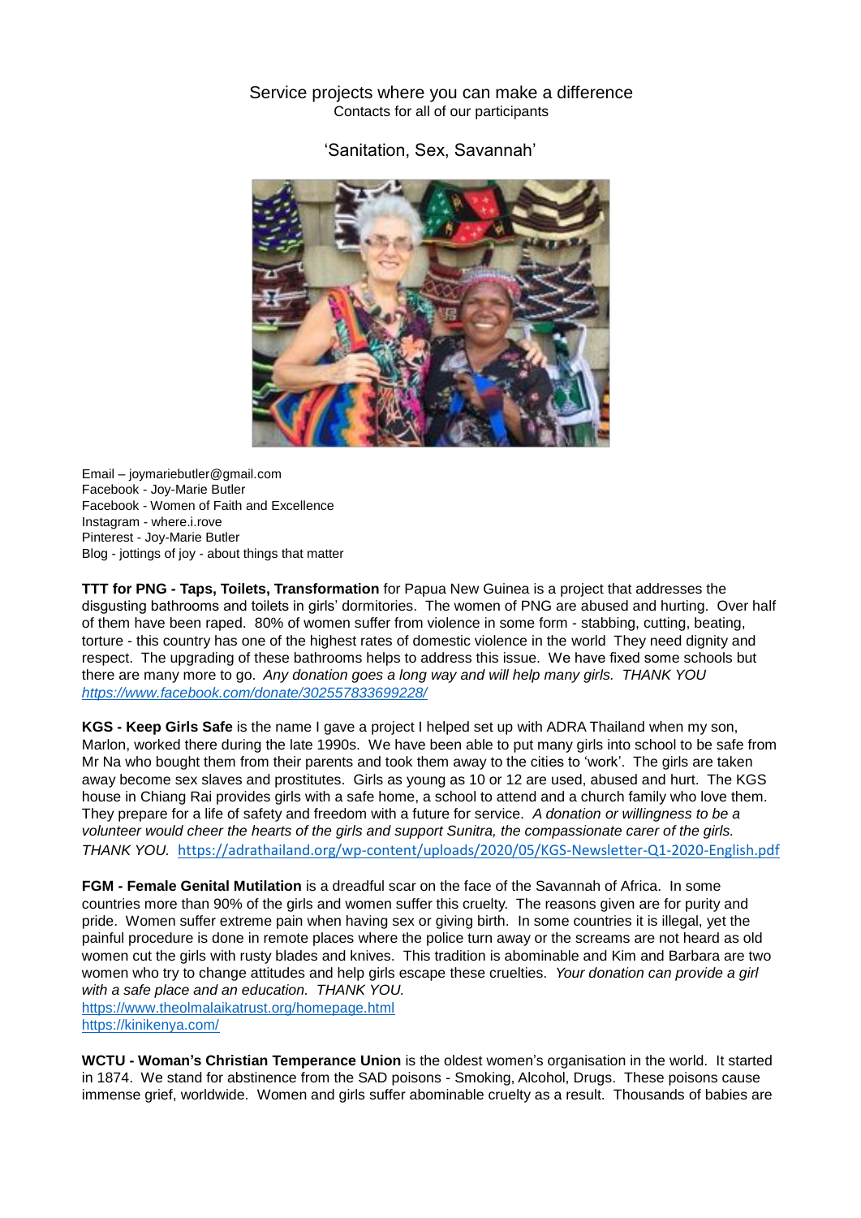Service projects where you can make a difference

Contacts for all of our participants

'Sanitation, Sex, Savannah'

Email – joymariebutler@gmail.com
Facebook - Joy-Marie Butler
Facebook - Women of Faith and Excellence
Instagram - where.i.rove
Pinterest - Joy-Marie Butler
Blog - jottings of joy - about things that matter

**TTT for PNG - Taps, Toilets, Transformation** for Papua New Guinea is a project that addresses the disgusting bathrooms and toilets in girls' dormitories. The women of PNG are abused and hurting. Over half of them have been raped. 80% of women suffer from violence in some form - stabbing, cutting, beating, torture - this country has one of the highest rates of domestic violence in the world They need dignity and respect. The upgrading of these bathrooms helps to address this issue. We have fixed some schools but there are many more to go. *Any donation goes a long way and will help many girls. THANK YOU* *https://www.facebook.com/donate/302557833699228/*

**KGS - Keep Girls Safe** is the name I gave a project I helped set up with ADRA Thailand when my son, Marlon, worked there during the late 1990s. We have been able to put many girls into school to be safe from Mr Na who bought them from their parents and took them away to the cities to 'work'. The girls are taken away become sex slaves and prostitutes. Girls as young as 10 or 12 are used, abused and hurt. The KGS house in Chiang Rai provides girls with a safe home, a school to attend and a church family who love them. They prepare for a life of safety and freedom with a future for service. *A donation or willingness to be a volunteer would cheer the hearts of the girls and support Sunitra, the compassionate carer of the girls. THANK YOU.* https://adrathailand.org/wp-content/uploads/2020/05/KGS-Newsletter-Q1-2020-English.pdf

**FGM - Female Genital Mutilation** is a dreadful scar on the face of the Savannah of Africa. In some countries more than 90% of the girls and women suffer this cruelty. The reasons given are for purity and pride. Women suffer extreme pain when having sex or giving birth. In some countries it is illegal, yet the painful procedure is done in remote places where the police turn away or the screams are not heard as old women cut the girls with rusty blades and knives. This tradition is abominable and Kim and Barbara are two women who try to change attitudes and help girls escape these cruelties. *Your donation can provide a girl with a safe place and an education. THANK YOU.*
https://www.theolmalaikatrust.org/homepage.html
https://kinikenya.com/

**WCTU - Woman's Christian Temperance Union** is the oldest women's organisation in the world. It started in 1874. We stand for abstinence from the SAD poisons - Smoking, Alcohol, Drugs. These poisons cause immense grief, worldwide. Women and girls suffer abominable cruelty as a result. Thousands of babies are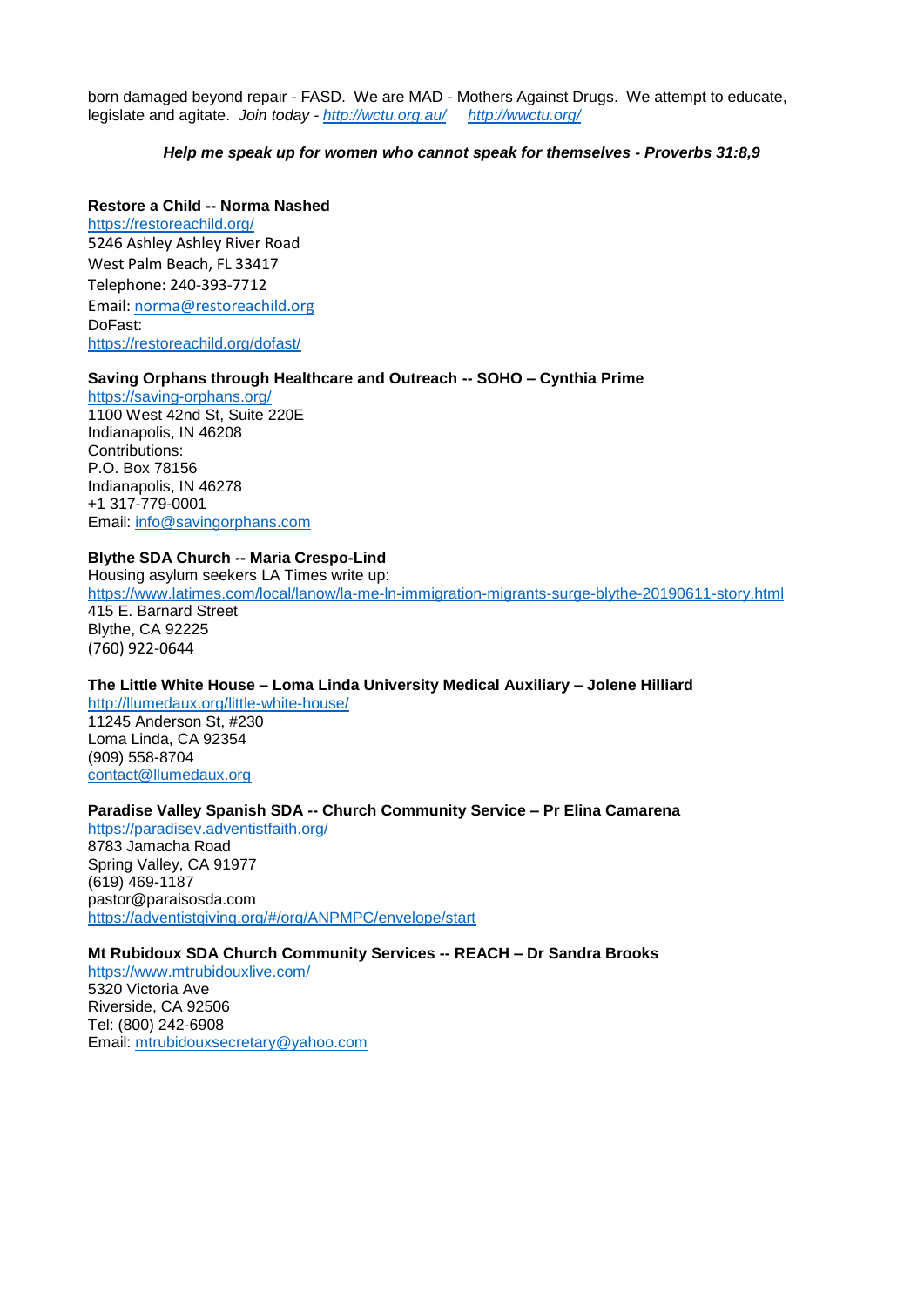born damaged beyond repair - FASD. We are MAD - Mothers Against Drugs. We attempt to educate, legislate and agitate. *Join today* - *http://wctu.org.au/* *http://wwctu.org/*

***Help me speak up for women who cannot speak for themselves - Proverbs 31:8,9***

**Restore a Child -- Norma Nashed**
https://restoreachild.org/
5246 Ashley Ashley River Road
West Palm Beach, FL 33417
Telephone: 240-393-7712
Email: norma@restoreachild.org
DoFast:
https://restoreachild.org/dofast/

**Saving Orphans through Healthcare and Outreach -- SOHO – Cynthia Prime**
https://saving-orphans.org/
1100 West 42nd St, Suite 220E
Indianapolis, IN 46208
Contributions:
P.O. Box 78156
Indianapolis, IN 46278
+1 317-779-0001
Email: info@savingorphans.com

**Blythe SDA Church -- Maria Crespo-Lind**
Housing asylum seekers LA Times write up:
https://www.latimes.com/local/lanow/la-me-ln-immigration-migrants-surge-blythe-20190611-story.html
415 E. Barnard Street
Blythe, CA 92225
(760) 922-0644

**The Little White House – Loma Linda University Medical Auxiliary – Jolene Hilliard**
http://llumedaux.org/little-white-house/
11245 Anderson St, #230
Loma Linda, CA 92354
(909) 558-8704
contact@llumedaux.org

**Paradise Valley Spanish SDA -- Church Community Service – Pr Elina Camarena**
https://paradisev.adventistfaith.org/
8783 Jamacha Road
Spring Valley, CA 91977
(619) 469-1187
pastor@paraisosda.com
https://adventistgiving.org/#/org/ANPMPC/envelope/start

**Mt Rubidoux SDA Church Community Services -- REACH – Dr Sandra Brooks**
https://www.mtrubidouxlive.com/
5320 Victoria Ave
Riverside, CA 92506
Tel: (800) 242-6908
Email: mtrubidouxsecretary@yahoo.com